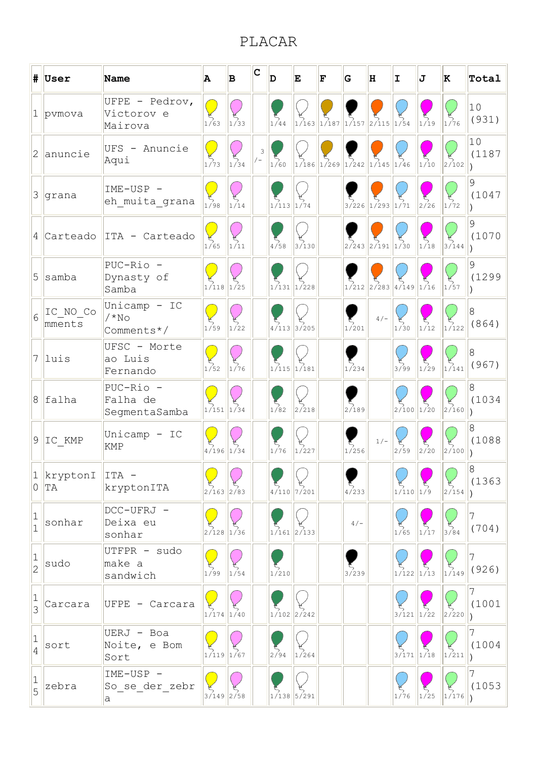# PLACAR

| # | User | Name | A | B | C | D | E | F | G | H | I | J | K | Total |
|---|---|---|---|---|---|---|---|---|---|---|---|---|---|---|
| 1 | pvmova | UFPE - Pedrov, Victorov e Mairova | 1/63 | 1/33 | | 1/44 | 1/163 | 1/187 | 1/157 | 2/115 | 1/54 | 1/19 | 1/76 | 10 (931) |
| 2 | anuncie | UFS - Anuncie Aqui | 1/73 | 1/34 | 3/- | 1/60 | 1/186 | 1/269 | 1/242 | 1/145 | 1/46 | 1/10 | 2/102 | 10 (1187) |
| 3 | grana | IME-USP - eh_muita_grana | 1/98 | 1/14 | | 1/113 | 1/74 | | 3/226 | 1/293 | 1/71 | 2/26 | 1/72 | 9 (1047) |
| 4 | Carteado | ITA - Carteado | 1/65 | 1/11 | | 4/58 | 3/130 | | 2/243 | 2/191 | 1/30 | 1/18 | 3/144 | 9 (1070) |
| 5 | samba | PUC-Rio - Dynasty of Samba | 1/118 | 1/25 | | 1/131 | 1/228 | | 1/212 | 2/283 | 4/149 | 1/16 | 1/57 | 9 (1299) |
| 6 | IC_NO_Comments | Unicamp - IC /*No Comments*/ | 1/59 | 1/22 | | 4/113 | 3/205 | | 1/201 | 4/- | 1/30 | 1/12 | 1/122 | 8 (864) |
| 7 | luis | UFSC - Morte ao Luis Fernando | 1/52 | 1/76 | | 1/115 | 1/181 | | 1/234 | | 3/99 | 1/29 | 1/141 | 8 (967) |
| 8 | falha | PUC-Rio - Falha de SegmentaSamba | 1/151 | 1/34 | | 1/82 | 2/218 | | 2/189 | | 2/100 | 1/20 | 2/160 | 8 (1034) |
| 9 | IC_KMP | Unicamp - IC KMP | 4/196 | 1/34 | | 1/76 | 1/227 | | 1/256 | 1/- | 2/59 | 2/20 | 2/100 | 8 (1088) |
| 10 | kryptonITA | ITA - kryptonITA | 2/163 | 2/83 | | 4/110 | 7/201 | | 4/233 | | 1/110 | 1/9 | 2/154 | 8 (1363) |
| 11 | sonhar | DCC-UFRJ - Deixa eu sonhar | 2/128 | 1/36 | | 1/161 | 2/133 | | 4/- | | 1/65 | 1/17 | 3/84 | 7 (704) |
| 12 | sudo | UTFPR - sudo make a sandwich | 1/99 | 1/54 | | 1/210 | | | 3/239 | | 1/122 | 1/13 | 1/149 | 7 (926) |
| 13 | Carcara | UFPE - Carcara | 1/174 | 1/40 | | 1/102 | 2/242 | | | | 3/121 | 1/22 | 2/220 | 7 (1001) |
| 14 | sort | UERJ - Boa Noite, e Bom Sort | 1/119 | 1/67 | | 2/94 | 1/264 | | | | 3/171 | 1/18 | 1/211 | 7 (1004) |
| 15 | zebra | IME-USP - So_se_der_zebra | 3/149 | 2/58 | | 1/138 | 5/291 | | | | 1/76 | 1/25 | 1/176 | 7 (1053) |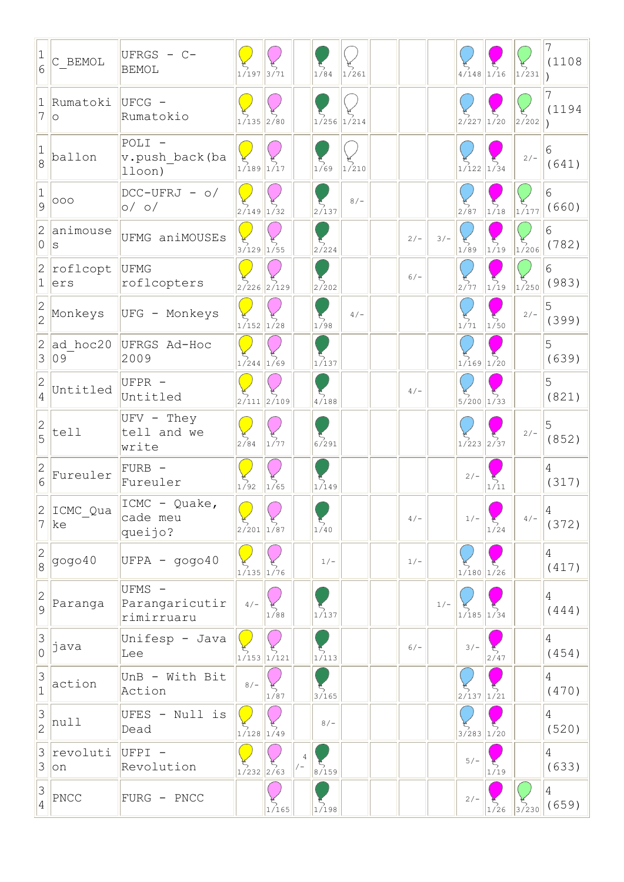| | | | | | | | | | | | | | | |
|---|---|---|---|---|---|---|---|---|---|---|---|---|---|---|
| 16 | C_BEMOL | UFRGS - C-BEMOL | 1/197 | 3/71 | | 1/84 | 1/261 | | | | 4/148 | 1/16 | 1/231 | 7 (1108) |
| 17 | Rumatokio | UFCG - Rumatokio | 1/135 | 2/80 | | 1/256 | 1/214 | | | | 2/227 | 1/20 | 2/202 | 7 (1194) |
| 18 | ballon | POLI - v.push_back(balloon) | 1/189 | 1/17 | | 1/69 | 1/210 | | | | 1/122 | 1/34 | 2/- | 6 (641) |
| 19 | ooo | DCC-UFRJ - o/ o/ o/ | 2/149 | 1/32 | | 2/137 | 8/- | | | | 2/87 | 1/18 | 1/177 | 6 (660) |
| 20 | animouses | UFMG aniMOUSEs | 3/129 | 1/55 | | 2/224 | | | 2/- | 3/- | 1/89 | 1/19 | 1/206 | 6 (782) |
| 21 | roflcopters | UFMG roflcopters | 2/226 | 2/129 | | 2/202 | | | 6/- | | 2/77 | 1/19 | 1/250 | 6 (983) |
| 22 | Monkeys | UFG - Monkeys | 1/152 | 1/28 | | 1/98 | 4/- | | | | 1/71 | 1/50 | 2/- | 5 (399) |
| 23 | ad_hoc2009 | UFRGS Ad-Hoc 2009 | 1/244 | 1/69 | | 1/137 | | | | | 1/169 | 1/20 | | 5 (639) |
| 24 | Untitled | UFPR - Untitled | 2/111 | 2/109 | | 4/188 | | | 4/- | | 5/200 | 1/33 | | 5 (821) |
| 25 | tell | UFV - They tell and we write | 2/84 | 1/77 | | 6/291 | | | | | 1/223 | 2/37 | 2/- | 5 (852) |
| 26 | Fureuler | FURB - Fureuler | 1/92 | 1/65 | | 1/149 | | | | | 2/- | 1/11 | | 4 (317) |
| 27 | ICMC_Quake | ICMC - Quake, cade meu queijo? | 2/201 | 1/87 | | 1/40 | | | 4/- | | 1/- | 1/24 | 4/- | 4 (372) |
| 28 | gogo40 | UFPA - gogo40 | 1/135 | 1/76 | | 1/- | | | 1/- | | 1/180 | 1/26 | | 4 (417) |
| 29 | Paranga | UFMS - Parangaricutirimirruaru | 4/- | 1/88 | | 1/137 | | | | 1/- | 1/185 | 1/34 | | 4 (444) |
| 30 | java | Unifesp - Java Lee | 1/153 | 1/121 | | 1/113 | | | 6/- | | 3/- | 2/47 | | 4 (454) |
| 31 | action | UnB - With Bit Action | 8/- | 1/87 | | 3/165 | | | | | 2/137 | 1/21 | | 4 (470) |
| 32 | null | UFES - Null is Dead | 1/128 | 1/49 | | 8/- | | | | | 3/283 | 1/20 | | 4 (520) |
| 33 | revolution | UFPI - Revolution | 1/232 | 2/63 | 4/- | 8/159 | | | | | 5/- | 1/19 | | 4 (633) |
| 34 | PNCC | FURG - PNCC | | 1/165 | | 1/198 | | | | | 2/- | 1/26 | 3/230 | 4 (659) |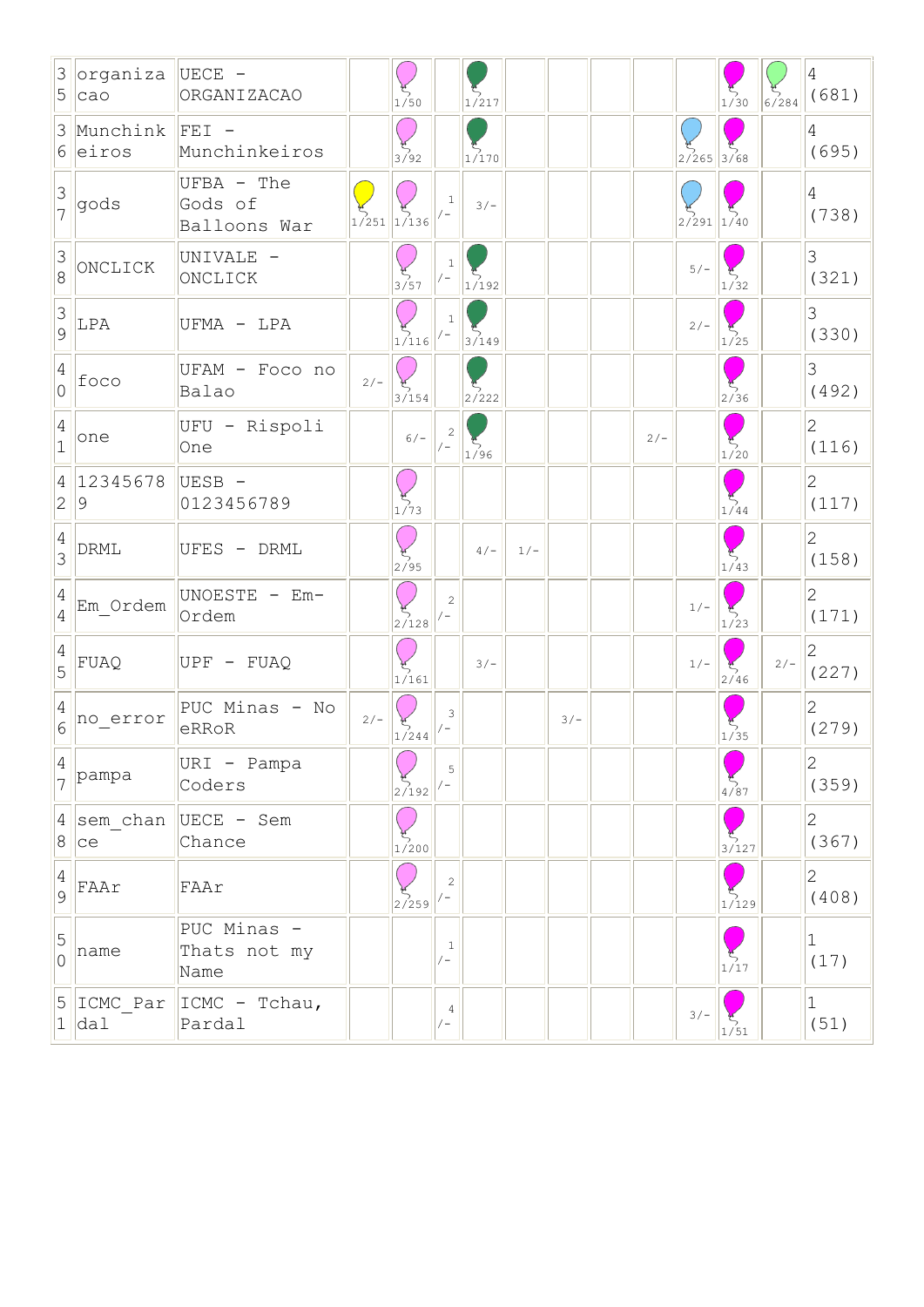| | | | | | | | | | | | | | | |
|---|---|---|---|---|---|---|---|---|---|---|---|---|---|---|
| 35 | organizacao | UECE - ORGANIZACAO | | 1/50 | | 1/217 | | | | | | 1/30 | 6/284 | 4 (681) |
| 36 | Munchinkeiros | FEI - Munchinkeiros | | 3/92 | | 1/170 | | | | | 2/265 | 3/68 | | 4 (695) |
| 37 | gods | UFBA - The Gods of Balloons War | 1/251 | 1/136 | 1/- | 3/- | | | | | 2/291 | 1/40 | | 4 (738) |
| 38 | ONCLICK | UNIVALE - ONCLICK | | 3/57 | 1/- | 1/192 | | | | | 5/- | 1/32 | | 3 (321) |
| 39 | LPA | UFMA - LPA | | 1/116 | 1/- | 3/149 | | | | | 2/- | 1/25 | | 3 (330) |
| 40 | foco | UFAM - Foco no Balao | 2/- | 3/154 | | 2/222 | | | | | | 2/36 | | 3 (492) |
| 41 | one | UFU - Rispoli One | | 6/- | 2/- | 1/96 | | | | 2/- | | 1/20 | | 2 (116) |
| 42 | 123456789 | UESB - 0123456789 | | 1/73 | | | | | | | | 1/44 | | 2 (117) |
| 43 | DRML | UFES - DRML | | 2/95 | | 4/- | 1/- | | | | | 1/43 | | 2 (158) |
| 44 | Em_Ordem | UNOESTE - Em-Ordem | | 2/128 | 2/- | | | | | | 1/- | 1/23 | | 2 (171) |
| 45 | FUAQ | UPF - FUAQ | | 1/161 | | 3/- | | | | | 1/- | 2/46 | 2/- | 2 (227) |
| 46 | no_error | PUC Minas - No eRRoR | 2/- | 1/244 | 3/- | | | 3/- | | | | 1/35 | | 2 (279) |
| 47 | pampa | URI - Pampa Coders | | 2/192 | 5/- | | | | | | | 4/87 | | 2 (359) |
| 48 | sem_chance | UECE - Sem Chance | | 1/200 | | | | | | | | 3/127 | | 2 (367) |
| 49 | FAAr | FAAr | | 2/259 | 2/- | | | | | | | 1/129 | | 2 (408) |
| 50 | name | PUC Minas - Thats not my Name | | | 1/- | | | | | | | 1/17 | | 1 (17) |
| 51 | ICMC_Pardal | ICMC - Tchau, Pardal | | | 4/- | | | | | | 3/- | 1/51 | | 1 (51) |